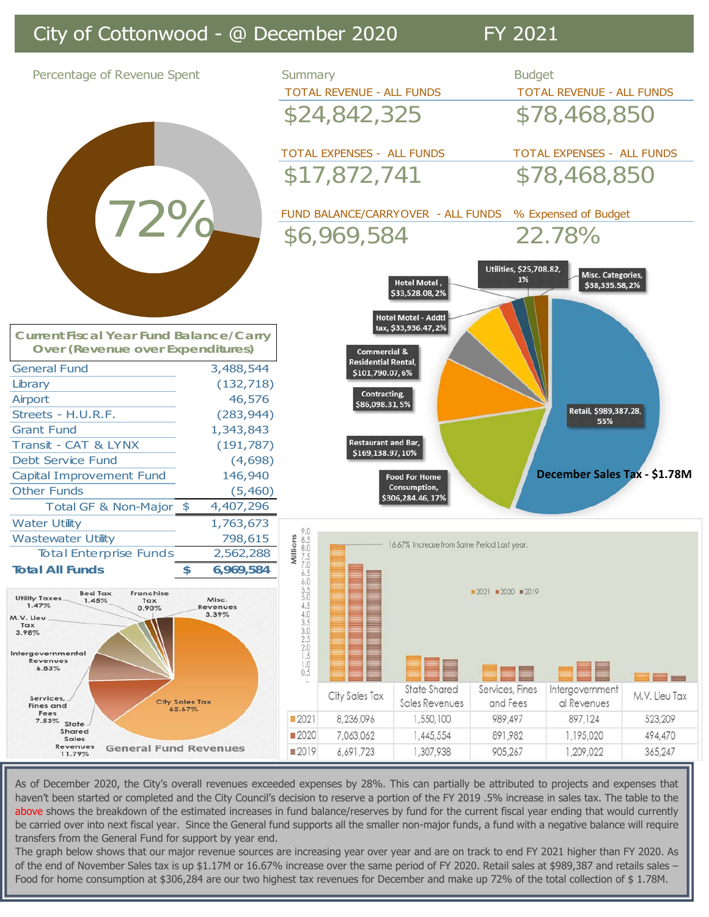# City of Cottonwood - @ December 2020 FY 2021

## Percentage of Revenue Spent

72%

## Summary

| Summary | | Budget | |
|---|---|---|---|
| TOTAL REVENUE - ALL FUNDS | $24,842,325 | TOTAL REVENUE - ALL FUNDS | $78,468,850 |
| TOTAL EXPENSES - ALL FUNDS | $17,872,741 | TOTAL EXPENSES - ALL FUNDS | $78,468,850 |
| FUND BALANCE/CARRYOVER - ALL FUNDS | $6,969,584 | % Expensed of Budget | 22.78% |

## Current Fiscal Year Fund Balance/Carry Over (Revenue over Expenditures)

| Fund | Amount |
|---|---|
| General Fund | 3,488,544 |
| Library | (132,718) |
| Airport | 46,576 |
| Streets - H.U.R.F. | (283,944) |
| Grant Fund | 1,343,843 |
| Transit - CAT & LYNX | (191,787) |
| Debt Service Fund | (4,698) |
| Capital Improvement Fund | 146,940 |
| Other Funds | (5,460) |
| Total GF & Non-Major | $ 4,407,296 |
| Water Utility | 1,763,673 |
| Wastewater Utility | 798,615 |
| Total Enterprise Funds | 2,562,288 |
| **Total All Funds** | **$ 6,969,584** |

## December Sales Tax - $1.78M

| Category | Amount | % |
|---|---|---|
| Retail | $989,387.28 | 55% |
| Food For Home Consumption | $306,284.46 | 17% |
| Restaurant and Bar | $169,138.97 | 10% |
| Contracting | $86,098.31 | 5% |
| Commercial & Residential Rental | $101,790.07 | 6% |
| Hotel Motel - Addtl tax | $33,936.47 | 2% |
| Hotel Motel | $33,528.08 | 2% |
| Utilities | $25,708.82 | 1% |
| Misc. Categories | $38,335.58 | 2% |

## General Fund Revenues

| Source | % |
|---|---|
| City Sales Tax | 62.67% |
| State Shared Sales Revenues | 11.79% |
| Services, Fines and Fees | 7.53% |
| Intergovernmental Revenues | 6.83% |
| M.V. Lieu Tax | 3.98% |
| Utility Taxes | 1.47% |
| Bed Tax | 1.45% |
| Franchise Tax | 0.90% |
| Misc. Revenues | 3.39% |

## Major Revenue Sources (Millions)

16.67% Increase from Same Period Last year.

| | City Sales Tax | State Shared Sales Revenues | Services, Fines and Fees | Intergovernmental Revenues | M.V. Lieu Tax |
|---|---|---|---|---|---|
| 2021 | 8,236,096 | 1,550,100 | 989,497 | 897,124 | 523,209 |
| 2020 | 7,063,062 | 1,445,554 | 891,982 | 1,195,020 | 494,470 |
| 2019 | 6,691,723 | 1,307,938 | 905,267 | 1,209,022 | 365,247 |

As of December 2020, the City's overall revenues exceeded expenses by 28%. This can partially be attributed to projects and expenses that haven't been started or completed and the City Council's decision to reserve a portion of the FY 2019 .5% increase in sales tax. The table to the above shows the breakdown of the estimated increases in fund balance/reserves by fund for the current fiscal year ending that would currently be carried over into next fiscal year. Since the General fund supports all the smaller non-major funds, a fund with a negative balance will require transfers from the General Fund for support by year end.

The graph below shows that our major revenue sources are increasing year over year and are on track to end FY 2021 higher than FY 2020. As of the end of November Sales tax is up $1.17M or 16.67% increase over the same period of FY 2020. Retail sales at $989,387 and retails sales – Food for home consumption at $306,284 are our two highest tax revenues for December and make up 72% of the total collection of $ 1.78M.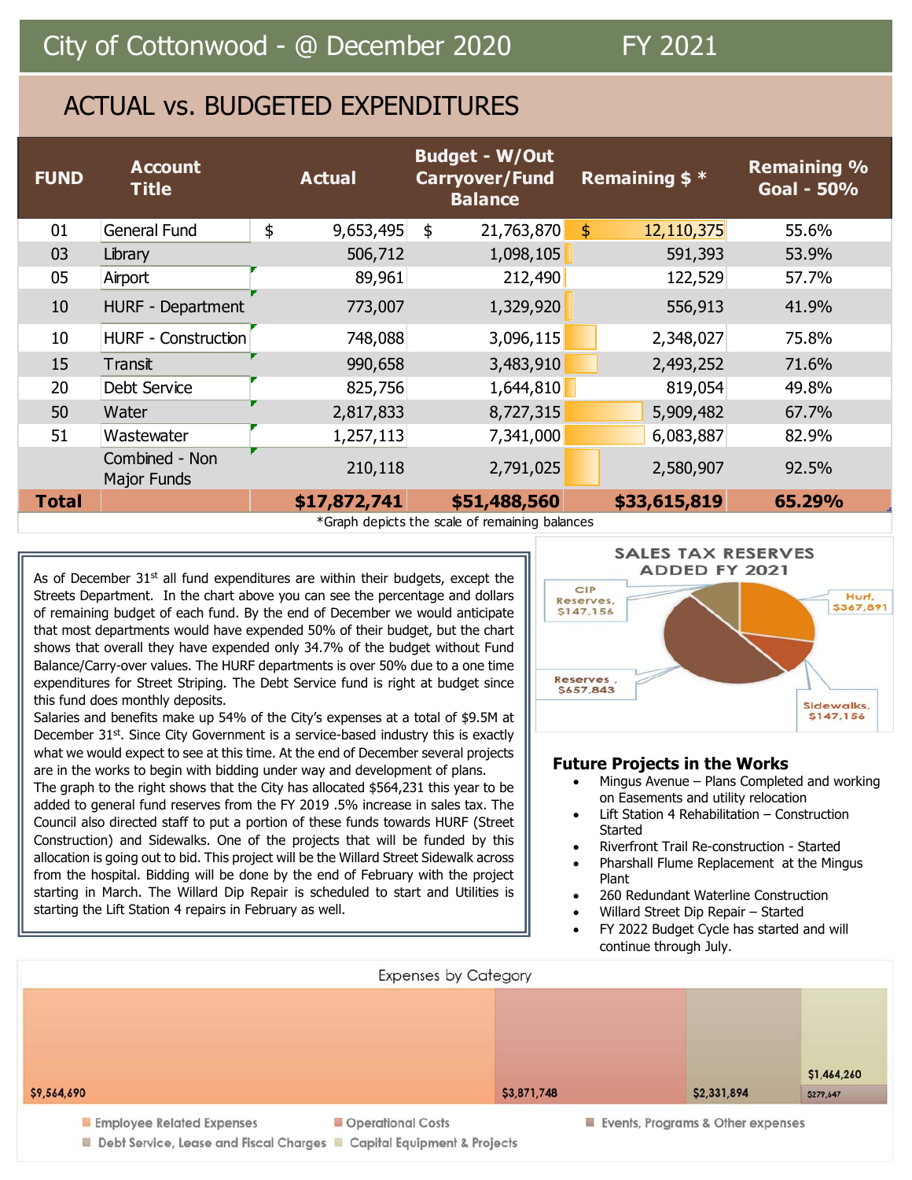# City of Cottonwood - @ December 2020 FY 2021

## ACTUAL vs. BUDGETED EXPENDITURES

| FUND | Account Title | Actual | Budget - W/Out Carryover/Fund Balance | Remaining $ * | Remaining % Goal - 50% |
|---|---|---|---|---|---|
| 01 | General Fund | $ 9,653,495 | $ 21,763,870 | $ 12,110,375 | 55.6% |
| 03 | Library | 506,712 | 1,098,105 | 591,393 | 53.9% |
| 05 | Airport | 89,961 | 212,490 | 122,529 | 57.7% |
| 10 | HURF - Department | 773,007 | 1,329,920 | 556,913 | 41.9% |
| 10 | HURF - Construction | 748,088 | 3,096,115 | 2,348,027 | 75.8% |
| 15 | Transit | 990,658 | 3,483,910 | 2,493,252 | 71.6% |
| 20 | Debt Service | 825,756 | 1,644,810 | 819,054 | 49.8% |
| 50 | Water | 2,817,833 | 8,727,315 | 5,909,482 | 67.7% |
| 51 | Wastewater | 1,257,113 | 7,341,000 | 6,083,887 | 82.9% |
| | Combined - Non Major Funds | 210,118 | 2,791,025 | 2,580,907 | 92.5% |
| **Total** | | **$17,872,741** | **$51,488,560** | **$33,615,819** | **65.29%** |

*Graph depicts the scale of remaining balances

As of December 31st all fund expenditures are within their budgets, except the Streets Department. In the chart above you can see the percentage and dollars of remaining budget of each fund. By the end of December we would anticipate that most departments would have expended 50% of their budget, but the chart shows that overall they have expended only 34.7% of the budget without Fund Balance/Carry-over values. The HURF departments is over 50% due to a one time expenditures for Street Striping. The Debt Service fund is right at budget since this fund does monthly deposits.

Salaries and benefits make up 54% of the City's expenses at a total of $9.5M at December 31st. Since City Government is a service-based industry this is exactly what we would expect to see at this time. At the end of December several projects are in the works to begin with bidding under way and development of plans.

The graph to the right shows that the City has allocated $564,231 this year to be added to general fund reserves from the FY 2019 .5% increase in sales tax. The Council also directed staff to put a portion of these funds towards HURF (Street Construction) and Sidewalks. One of the projects that will be funded by this allocation is going out to bid. This project will be the Willard Street Sidewalk across from the hospital. Bidding will be done by the end of February with the project starting in March. The Willard Dip Repair is scheduled to start and Utilities is starting the Lift Station 4 repairs in February as well.

SALES TAX RESERVES ADDED FY 2021

CIP Reserves, $147,156

Hurf, $367,891

Reserves , $657,843

Sidewalks, $147,156

### Future Projects in the Works

- Mingus Avenue – Plans Completed and working on Easements and utility relocation
- Lift Station 4 Rehabilitation – Construction Started
- Riverfront Trail Re-construction - Started
- Pharshall Flume Replacement at the Mingus Plant
- 260 Redundant Waterline Construction
- Willard Street Dip Repair – Started
- FY 2022 Budget Cycle has started and will continue through July.

Expenses by Category

$9,564,690

$3,871,748

$2,331,894

$1,464,260

$279,647

Employee Related Expenses

Operational Costs

Events, Programs & Other expenses

Debt Service, Lease and Fiscal Charges

Capital Equipment & Projects